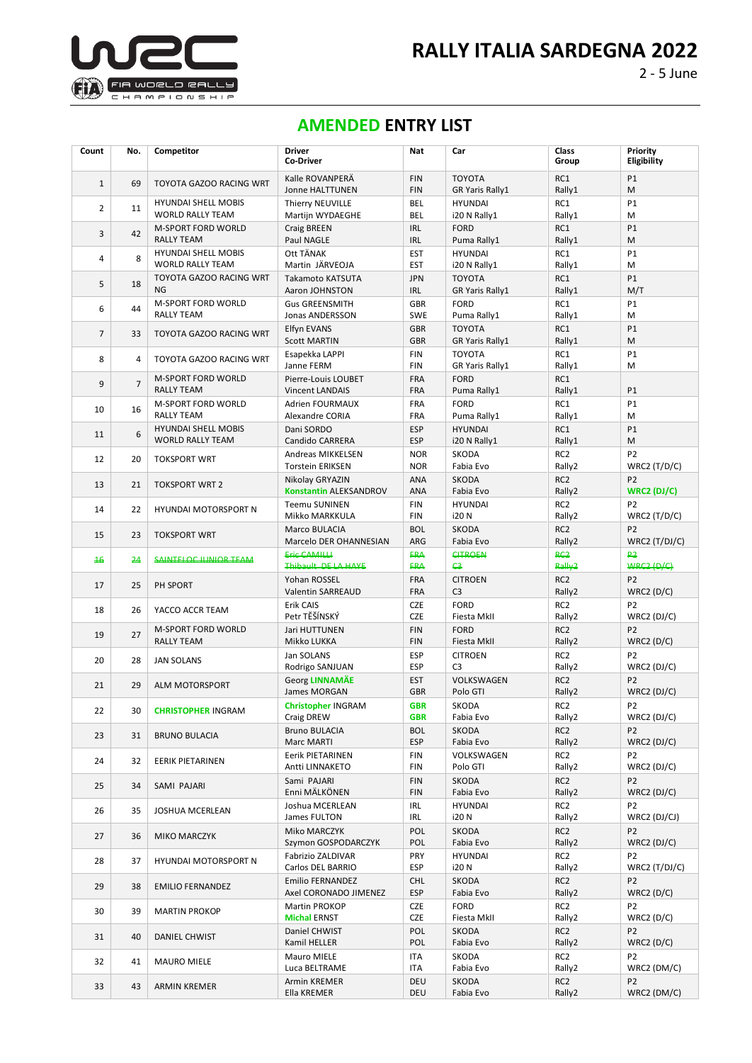# RALLY ITALIA SARDEGNA 2022

2 - 5 June

## AMENDED ENTRY LIST

| Count | No. | Competitor | Driver<br>Co-Driver | Nat | Car | Class<br>Group | Priority<br>Eligibility |
|---|---|---|---|---|---|---|---|
| 1 | 69 | TOYOTA GAZOO RACING WRT | Kalle ROVANPERÄ<br>Jonne HALTTUNEN | FIN<br>FIN | TOYOTA<br>GR Yaris Rally1 | RC1<br>Rally1 | P1<br>M |
| 2 | 11 | HYUNDAI SHELL MOBIS WORLD RALLY TEAM | Thierry NEUVILLE<br>Martijn WYDAEGHE | BEL<br>BEL | HYUNDAI<br>i20 N Rally1 | RC1<br>Rally1 | P1<br>M |
| 3 | 42 | M-SPORT FORD WORLD RALLY TEAM | Craig BREEN<br>Paul NAGLE | IRL<br>IRL | FORD<br>Puma Rally1 | RC1<br>Rally1 | P1<br>M |
| 4 | 8 | HYUNDAI SHELL MOBIS WORLD RALLY TEAM | Ott TÄNAK<br>Martin JÄRVEOJA | EST<br>EST | HYUNDAI<br>i20 N Rally1 | RC1<br>Rally1 | P1<br>M |
| 5 | 18 | TOYOTA GAZOO RACING WRT NG | Takamoto KATSUTA<br>Aaron JOHNSTON | JPN<br>IRL | TOYOTA<br>GR Yaris Rally1 | RC1<br>Rally1 | P1<br>M/T |
| 6 | 44 | M-SPORT FORD WORLD RALLY TEAM | Gus GREENSMITH<br>Jonas ANDERSSON | GBR<br>SWE | FORD<br>Puma Rally1 | RC1<br>Rally1 | P1<br>M |
| 7 | 33 | TOYOTA GAZOO RACING WRT | Elfyn EVANS<br>Scott MARTIN | GBR<br>GBR | TOYOTA<br>GR Yaris Rally1 | RC1<br>Rally1 | P1<br>M |
| 8 | 4 | TOYOTA GAZOO RACING WRT | Esapekka LAPPI<br>Janne FERM | FIN<br>FIN | TOYOTA<br>GR Yaris Rally1 | RC1<br>Rally1 | P1<br>M |
| 9 | 7 | M-SPORT FORD WORLD RALLY TEAM | Pierre-Louis LOUBET<br>Vincent LANDAIS | FRA<br>FRA | FORD<br>Puma Rally1 | RC1<br>Rally1 | P1 |
| 10 | 16 | M-SPORT FORD WORLD RALLY TEAM | Adrien FOURMAUX<br>Alexandre CORIA | FRA<br>FRA | FORD<br>Puma Rally1 | RC1<br>Rally1 | P1<br>M |
| 11 | 6 | HYUNDAI SHELL MOBIS WORLD RALLY TEAM | Dani SORDO<br>Candido CARRERA | ESP<br>ESP | HYUNDAI<br>i20 N Rally1 | RC1<br>Rally1 | P1<br>M |
| 12 | 20 | TOKSPORT WRT | Andreas MIKKELSEN<br>Torstein ERIKSEN | NOR<br>NOR | SKODA<br>Fabia Evo | RC2<br>Rally2 | P2<br>WRC2 (T/D/C) |
| 13 | 21 | TOKSPORT WRT 2 | Nikolay GRYAZIN<br>**Konstantin** ALEKSANDROV | ANA<br>ANA | SKODA<br>Fabia Evo | RC2<br>Rally2 | P2<br>**WRC2 (DJ/C)** |
| 14 | 22 | HYUNDAI MOTORSPORT N | Teemu SUNINEN<br>Mikko MARKKULA | FIN<br>FIN | HYUNDAI<br>i20 N | RC2<br>Rally2 | P2<br>WRC2 (T/D/C) |
| 15 | 23 | TOKSPORT WRT | Marco BULACIA<br>Marcelo DER OHANNESIAN | BOL<br>ARG | SKODA<br>Fabia Evo | RC2<br>Rally2 | P2<br>WRC2 (T/DJ/C) |
| ~~16~~ | ~~24~~ | ~~SAINTELOC JUNIOR TEAM~~ | ~~Eric CAMILLI~~<br>~~Thibault DE LA HAYE~~ | ~~FRA~~<br>~~FRA~~ | ~~CITROEN~~<br>~~C3~~ | ~~RC2~~<br>~~Rally2~~ | ~~P2~~<br>~~WRC2 (D/C)~~ |
| 17 | 25 | PH SPORT | Yohan ROSSEL<br>Valentin SARREAUD | FRA<br>FRA | CITROEN<br>C3 | RC2<br>Rally2 | P2<br>WRC2 (D/C) |
| 18 | 26 | YACCO ACCR TEAM | Erik CAIS<br>Petr TĚŠÍNSKÝ | CZE<br>CZE | FORD<br>Fiesta MkII | RC2<br>Rally2 | P2<br>WRC2 (DJ/C) |
| 19 | 27 | M-SPORT FORD WORLD RALLY TEAM | Jari HUTTUNEN<br>Mikko LUKKA | FIN<br>FIN | FORD<br>Fiesta MkII | RC2<br>Rally2 | P2<br>WRC2 (D/C) |
| 20 | 28 | JAN SOLANS | Jan SOLANS<br>Rodrigo SANJUAN | ESP<br>ESP | CITROEN<br>C3 | RC2<br>Rally2 | P2<br>WRC2 (DJ/C) |
| 21 | 29 | ALM MOTORSPORT | Georg **LINNAMÄE**<br>James MORGAN | EST<br>GBR | VOLKSWAGEN<br>Polo GTI | RC2<br>Rally2 | P2<br>WRC2 (DJ/C) |
| 22 | 30 | **CHRISTOPHER** INGRAM | **Christopher** INGRAM<br>Craig DREW | **GBR**<br>**GBR** | SKODA<br>Fabia Evo | RC2<br>Rally2 | P2<br>WRC2 (DJ/C) |
| 23 | 31 | BRUNO BULACIA | Bruno BULACIA<br>Marc MARTI | BOL<br>ESP | SKODA<br>Fabia Evo | RC2<br>Rally2 | P2<br>WRC2 (DJ/C) |
| 24 | 32 | EERIK PIETARINEN | Eerik PIETARINEN<br>Antti LINNAKETO | FIN<br>FIN | VOLKSWAGEN<br>Polo GTI | RC2<br>Rally2 | P2<br>WRC2 (DJ/C) |
| 25 | 34 | SAMI PAJARI | Sami PAJARI<br>Enni MÄLKÖNEN | FIN<br>FIN | SKODA<br>Fabia Evo | RC2<br>Rally2 | P2<br>WRC2 (DJ/C) |
| 26 | 35 | JOSHUA MCERLEAN | Joshua MCERLEAN<br>James FULTON | IRL<br>IRL | HYUNDAI<br>i20 N | RC2<br>Rally2 | P2<br>WRC2 (DJ/CJ) |
| 27 | 36 | MIKO MARCZYK | Miko MARCZYK<br>Szymon GOSPODARCZYK | POL<br>POL | SKODA<br>Fabia Evo | RC2<br>Rally2 | P2<br>WRC2 (DJ/C) |
| 28 | 37 | HYUNDAI MOTORSPORT N | Fabrizio ZALDIVAR<br>Carlos DEL BARRIO | PRY<br>ESP | HYUNDAI<br>i20 N | RC2<br>Rally2 | P2<br>WRC2 (T/DJ/C) |
| 29 | 38 | EMILIO FERNANDEZ | Emilio FERNANDEZ<br>Axel CORONADO JIMENEZ | CHL<br>ESP | SKODA<br>Fabia Evo | RC2<br>Rally2 | P2<br>WRC2 (D/C) |
| 30 | 39 | MARTIN PROKOP | Martin PROKOP<br>**Michal** ERNST | CZE<br>CZE | FORD<br>Fiesta MkII | RC2<br>Rally2 | P2<br>WRC2 (D/C) |
| 31 | 40 | DANIEL CHWIST | Daniel CHWIST<br>Kamil HELLER | POL<br>POL | SKODA<br>Fabia Evo | RC2<br>Rally2 | P2<br>WRC2 (D/C) |
| 32 | 41 | MAURO MIELE | Mauro MIELE<br>Luca BELTRAME | ITA<br>ITA | SKODA<br>Fabia Evo | RC2<br>Rally2 | P2<br>WRC2 (DM/C) |
| 33 | 43 | ARMIN KREMER | Armin KREMER<br>Ella KREMER | DEU<br>DEU | SKODA<br>Fabia Evo | RC2<br>Rally2 | P2<br>WRC2 (DM/C) |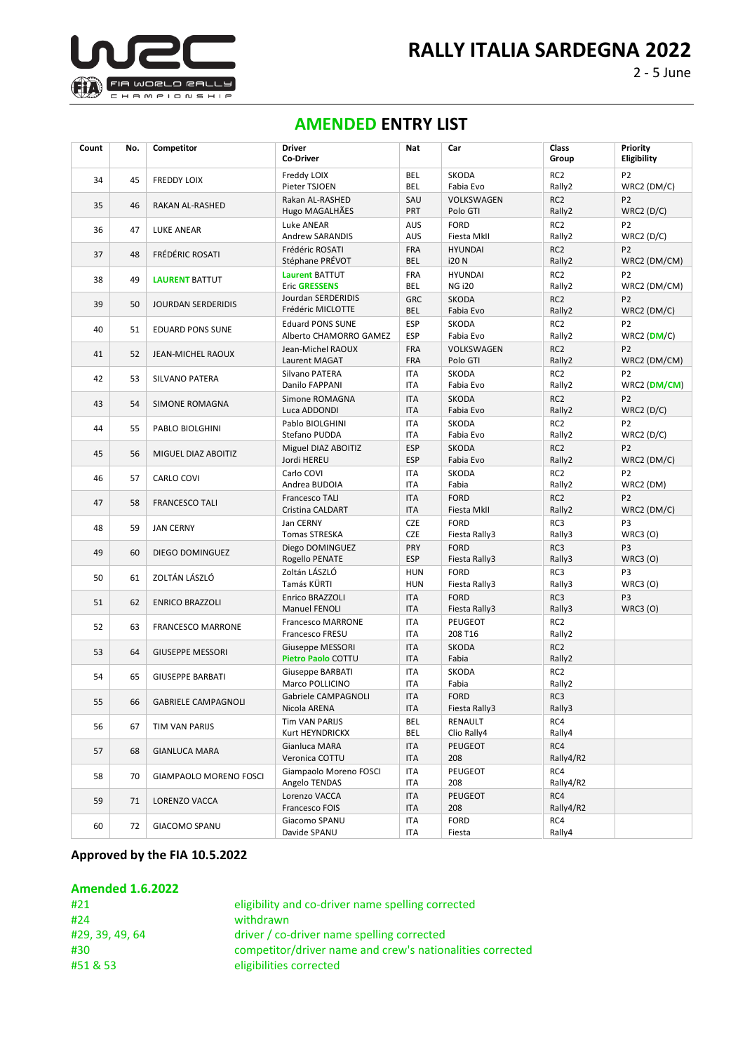# RALLY ITALIA SARDEGNA 2022

2 - 5 June

## AMENDED ENTRY LIST

| Count | No. | Competitor | Driver<br>Co-Driver | Nat | Car | Class<br>Group | Priority<br>Eligibility |
|---|---|---|---|---|---|---|---|
| 34 | 45 | FREDDY LOIX | Freddy LOIX<br>Pieter TSJOEN | BEL<br>BEL | SKODA<br>Fabia Evo | RC2<br>Rally2 | P2<br>WRC2 (DM/C) |
| 35 | 46 | RAKAN AL-RASHED | Rakan AL-RASHED<br>Hugo MAGALHÃES | SAU<br>PRT | VOLKSWAGEN<br>Polo GTI | RC2<br>Rally2 | P2<br>WRC2 (D/C) |
| 36 | 47 | LUKE ANEAR | Luke ANEAR<br>Andrew SARANDIS | AUS<br>AUS | FORD<br>Fiesta MkII | RC2<br>Rally2 | P2<br>WRC2 (D/C) |
| 37 | 48 | FRÉDÉRIC ROSATI | Frédéric ROSATI<br>Stéphane PRÉVOT | FRA<br>BEL | HYUNDAI<br>i20 N | RC2<br>Rally2 | P2<br>WRC2 (DM/CM) |
| 38 | 49 | LAURENT BATTUT | Laurent BATTUT<br>Eric GRESSENS | FRA<br>BEL | HYUNDAI<br>NG i20 | RC2<br>Rally2 | P2<br>WRC2 (DM/CM) |
| 39 | 50 | JOURDAN SERDERIDIS | Jourdan SERDERIDIS<br>Frédéric MICLOTTE | GRC<br>BEL | SKODA<br>Fabia Evo | RC2<br>Rally2 | P2<br>WRC2 (DM/C) |
| 40 | 51 | EDUARD PONS SUNE | Eduard PONS SUNE<br>Alberto CHAMORRO GAMEZ | ESP<br>ESP | SKODA<br>Fabia Evo | RC2<br>Rally2 | P2<br>WRC2 (DM/C) |
| 41 | 52 | JEAN-MICHEL RAOUX | Jean-Michel RAOUX<br>Laurent MAGAT | FRA<br>FRA | VOLKSWAGEN<br>Polo GTI | RC2<br>Rally2 | P2<br>WRC2 (DM/CM) |
| 42 | 53 | SILVANO PATERA | Silvano PATERA<br>Danilo FAPPANI | ITA<br>ITA | SKODA<br>Fabia Evo | RC2<br>Rally2 | P2<br>WRC2 (DM/CM) |
| 43 | 54 | SIMONE ROMAGNA | Simone ROMAGNA<br>Luca ADDONDI | ITA<br>ITA | SKODA<br>Fabia Evo | RC2<br>Rally2 | P2<br>WRC2 (D/C) |
| 44 | 55 | PABLO BIOLGHINI | Pablo BIOLGHINI<br>Stefano PUDDA | ITA<br>ITA | SKODA<br>Fabia Evo | RC2<br>Rally2 | P2<br>WRC2 (D/C) |
| 45 | 56 | MIGUEL DIAZ ABOITIZ | Miguel DIAZ ABOITIZ<br>Jordi HEREU | ESP<br>ESP | SKODA<br>Fabia Evo | RC2<br>Rally2 | P2<br>WRC2 (DM/C) |
| 46 | 57 | CARLO COVI | Carlo COVI<br>Andrea BUDOIA | ITA<br>ITA | SKODA<br>Fabia | RC2<br>Rally2 | P2<br>WRC2 (DM) |
| 47 | 58 | FRANCESCO TALI | Francesco TALI<br>Cristina CALDART | ITA<br>ITA | FORD<br>Fiesta MkII | RC2<br>Rally2 | P2<br>WRC2 (DM/C) |
| 48 | 59 | JAN CERNY | Jan CERNY<br>Tomas STRESKA | CZE<br>CZE | FORD<br>Fiesta Rally3 | RC3<br>Rally3 | P3<br>WRC3 (O) |
| 49 | 60 | DIEGO DOMINGUEZ | Diego DOMINGUEZ<br>Rogelio PENATE | PRY<br>ESP | FORD<br>Fiesta Rally3 | RC3<br>Rally3 | P3<br>WRC3 (O) |
| 50 | 61 | ZOLTÁN LÁSZLÓ | Zoltán LÁSZLÓ<br>Tamás KÜRTI | HUN<br>HUN | FORD<br>Fiesta Rally3 | RC3<br>Rally3 | P3<br>WRC3 (O) |
| 51 | 62 | ENRICO BRAZZOLI | Enrico BRAZZOLI<br>Manuel FENOLI | ITA<br>ITA | FORD<br>Fiesta Rally3 | RC3<br>Rally3 | P3<br>WRC3 (O) |
| 52 | 63 | FRANCESCO MARRONE | Francesco MARRONE<br>Francesco FRESU | ITA<br>ITA | PEUGEOT<br>208 T16 | RC2<br>Rally2 | |
| 53 | 64 | GIUSEPPE MESSORI | Giuseppe MESSORI<br>Pietro Paolo COTTU | ITA<br>ITA | SKODA<br>Fabia | RC2<br>Rally2 | |
| 54 | 65 | GIUSEPPE BARBATI | Giuseppe BARBATI<br>Marco POLLICINO | ITA<br>ITA | SKODA<br>Fabia | RC2<br>Rally2 | |
| 55 | 66 | GABRIELE CAMPAGNOLI | Gabriele CAMPAGNOLI<br>Nicola ARENA | ITA<br>ITA | FORD<br>Fiesta Rally3 | RC3<br>Rally3 | |
| 56 | 67 | TIM VAN PARIJS | Tim VAN PARIJS<br>Kurt HEYNDRICKX | BEL<br>BEL | RENAULT<br>Clio Rally4 | RC4<br>Rally4 | |
| 57 | 68 | GIANLUCA MARA | Gianluca MARA<br>Veronica COTTU | ITA<br>ITA | PEUGEOT<br>208 | RC4<br>Rally4/R2 | |
| 58 | 70 | GIAMPAOLO MORENO FOSCI | Giampaolo Moreno FOSCI<br>Angelo TENDAS | ITA<br>ITA | PEUGEOT<br>208 | RC4<br>Rally4/R2 | |
| 59 | 71 | LORENZO VACCA | Lorenzo VACCA<br>Francesco FOIS | ITA<br>ITA | PEUGEOT<br>208 | RC4<br>Rally4/R2 | |
| 60 | 72 | GIACOMO SPANU | Giacomo SPANU<br>Davide SPANU | ITA<br>ITA | FORD<br>Fiesta | RC4<br>Rally4 | |

**Approved by the FIA 10.5.2022**

**Amended 1.6.2022**

| | |
|---|---|
| #21 | eligibility and co-driver name spelling corrected |
| #24 | withdrawn |
| #29, 39, 49, 64 | driver / co-driver name spelling corrected |
| #30 | competitor/driver name and crew's nationalities corrected |
| #51 & 53 | eligibilities corrected |